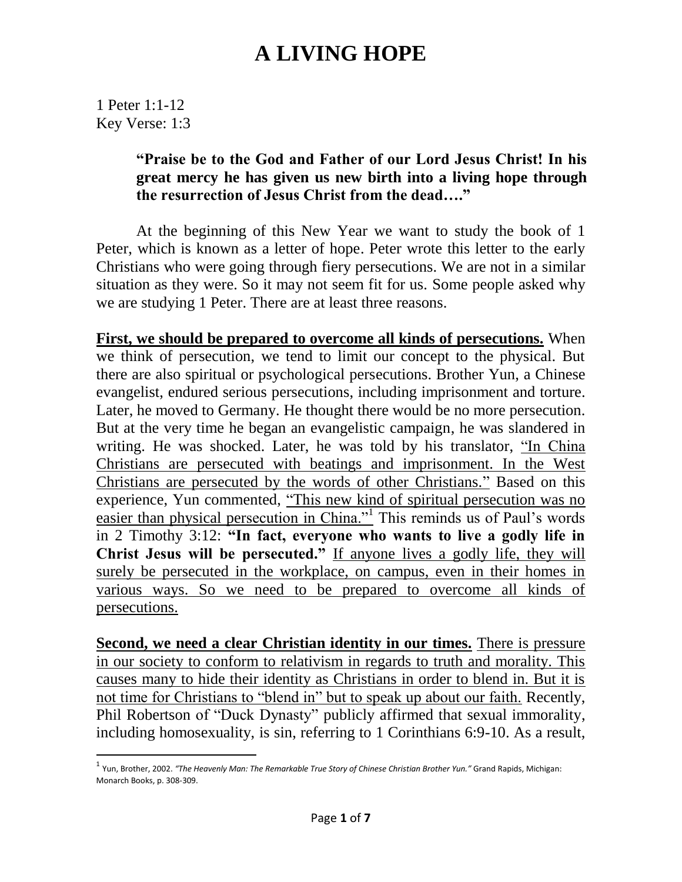# A LIVING HOPE

1 Peter 1:1-12
Key Verse: 1:3

> **"Praise be to the God and Father of our Lord Jesus Christ! In his great mercy he has given us new birth into a living hope through the resurrection of Jesus Christ from the dead…."**

At the beginning of this New Year we want to study the book of 1 Peter, which is known as a letter of hope. Peter wrote this letter to the early Christians who were going through fiery persecutions. We are not in a similar situation as they were. So it may not seem fit for us. Some people asked why we are studying 1 Peter. There are at least three reasons.

**<u>First, we should be prepared to overcome all kinds of persecutions.</u>** When we think of persecution, we tend to limit our concept to the physical. But there are also spiritual or psychological persecutions. Brother Yun, a Chinese evangelist, endured serious persecutions, including imprisonment and torture. Later, he moved to Germany. He thought there would be no more persecution. But at the very time he began an evangelistic campaign, he was slandered in writing. He was shocked. Later, he was told by his translator, <u>"In China Christians are persecuted with beatings and imprisonment. In the West Christians are persecuted by the words of other Christians."</u> Based on this experience, Yun commented, <u>"This new kind of spiritual persecution was no easier than physical persecution in China."</u>[1] This reminds us of Paul's words in 2 Timothy 3:12: **"In fact, everyone who wants to live a godly life in Christ Jesus will be persecuted."** <u>If anyone lives a godly life, they will surely be persecuted in the workplace, on campus, even in their homes in various ways. So we need to be prepared to overcome all kinds of persecutions.</u>

**<u>Second, we need a clear Christian identity in our times.</u>** <u>There is pressure in our society to conform to relativism in regards to truth and morality. This causes many to hide their identity as Christians in order to blend in. But it is not time for Christians to "blend in" but to speak up about our faith.</u> Recently, Phil Robertson of "Duck Dynasty" publicly affirmed that sexual immorality, including homosexuality, is sin, referring to 1 Corinthians 6:9-10. As a result,

---

[1] Yun, Brother, 2002. *"The Heavenly Man: The Remarkable True Story of Chinese Christian Brother Yun."* Grand Rapids, Michigan: Monarch Books, p. 308-309.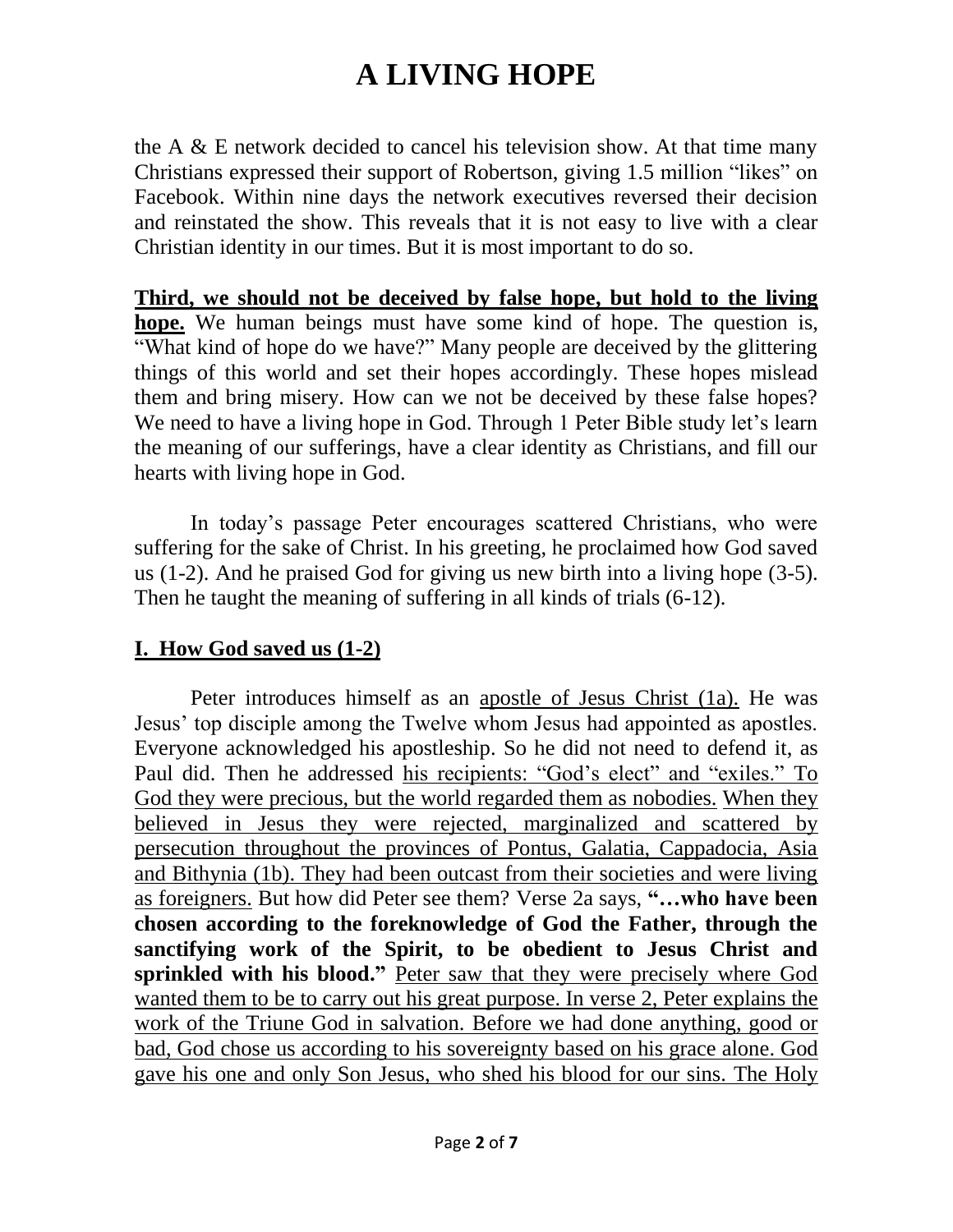the A & E network decided to cancel his television show. At that time many Christians expressed their support of Robertson, giving 1.5 million "likes" on Facebook. Within nine days the network executives reversed their decision and reinstated the show. This reveals that it is not easy to live with a clear Christian identity in our times. But it is most important to do so.

**Third, we should not be deceived by false hope, but hold to the living hope.** We human beings must have some kind of hope. The question is, "What kind of hope do we have?" Many people are deceived by the glittering things of this world and set their hopes accordingly. These hopes mislead them and bring misery. How can we not be deceived by these false hopes? We need to have a living hope in God. Through 1 Peter Bible study let's learn the meaning of our sufferings, have a clear identity as Christians, and fill our hearts with living hope in God.

In today's passage Peter encourages scattered Christians, who were suffering for the sake of Christ. In his greeting, he proclaimed how God saved us (1-2). And he praised God for giving us new birth into a living hope (3-5). Then he taught the meaning of suffering in all kinds of trials (6-12).

## I. How God saved us (1-2)

Peter introduces himself as an apostle of Jesus Christ (1a). He was Jesus' top disciple among the Twelve whom Jesus had appointed as apostles. Everyone acknowledged his apostleship. So he did not need to defend it, as Paul did. Then he addressed his recipients: "God's elect" and "exiles." To God they were precious, but the world regarded them as nobodies. When they believed in Jesus they were rejected, marginalized and scattered by persecution throughout the provinces of Pontus, Galatia, Cappadocia, Asia and Bithynia (1b). They had been outcast from their societies and were living as foreigners. But how did Peter see them? Verse 2a says, **"…who have been chosen according to the foreknowledge of God the Father, through the sanctifying work of the Spirit, to be obedient to Jesus Christ and sprinkled with his blood."** Peter saw that they were precisely where God wanted them to be to carry out his great purpose. In verse 2, Peter explains the work of the Triune God in salvation. Before we had done anything, good or bad, God chose us according to his sovereignty based on his grace alone. God gave his one and only Son Jesus, who shed his blood for our sins. The Holy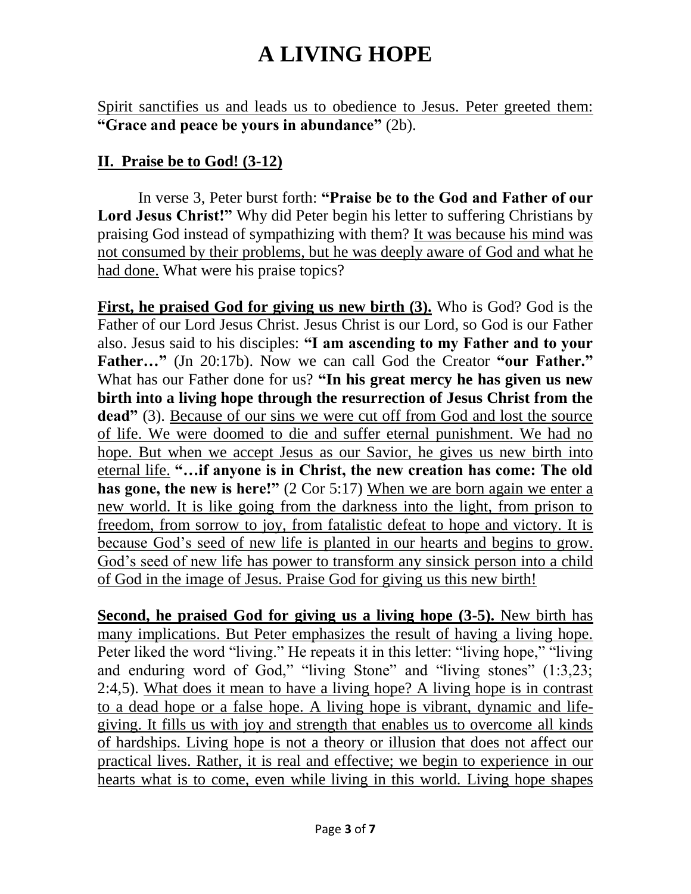Spirit sanctifies us and leads us to obedience to Jesus. Peter greeted them: **"Grace and peace be yours in abundance"** (2b).

## II. Praise be to God! (3-12)

In verse 3, Peter burst forth: **"Praise be to the God and Father of our Lord Jesus Christ!"** Why did Peter begin his letter to suffering Christians by praising God instead of sympathizing with them? It was because his mind was not consumed by their problems, but he was deeply aware of God and what he had done. What were his praise topics?

**First, he praised God for giving us new birth (3).** Who is God? God is the Father of our Lord Jesus Christ. Jesus Christ is our Lord, so God is our Father also. Jesus said to his disciples: **"I am ascending to my Father and to your Father…"** (Jn 20:17b). Now we can call God the Creator **"our Father."** What has our Father done for us? **"In his great mercy he has given us new birth into a living hope through the resurrection of Jesus Christ from the dead"** (3). Because of our sins we were cut off from God and lost the source of life. We were doomed to die and suffer eternal punishment. We had no hope. But when we accept Jesus as our Savior, he gives us new birth into eternal life. **"…if anyone is in Christ, the new creation has come: The old has gone, the new is here!"** (2 Cor 5:17) When we are born again we enter a new world. It is like going from the darkness into the light, from prison to freedom, from sorrow to joy, from fatalistic defeat to hope and victory. It is because God's seed of new life is planted in our hearts and begins to grow. God's seed of new life has power to transform any sinsick person into a child of God in the image of Jesus. Praise God for giving us this new birth!

**Second, he praised God for giving us a living hope (3-5).** New birth has many implications. But Peter emphasizes the result of having a living hope. Peter liked the word "living." He repeats it in this letter: "living hope," "living and enduring word of God," "living Stone" and "living stones" (1:3,23; 2:4,5). What does it mean to have a living hope? A living hope is in contrast to a dead hope or a false hope. A living hope is vibrant, dynamic and life-giving. It fills us with joy and strength that enables us to overcome all kinds of hardships. Living hope is not a theory or illusion that does not affect our practical lives. Rather, it is real and effective; we begin to experience in our hearts what is to come, even while living in this world. Living hope shapes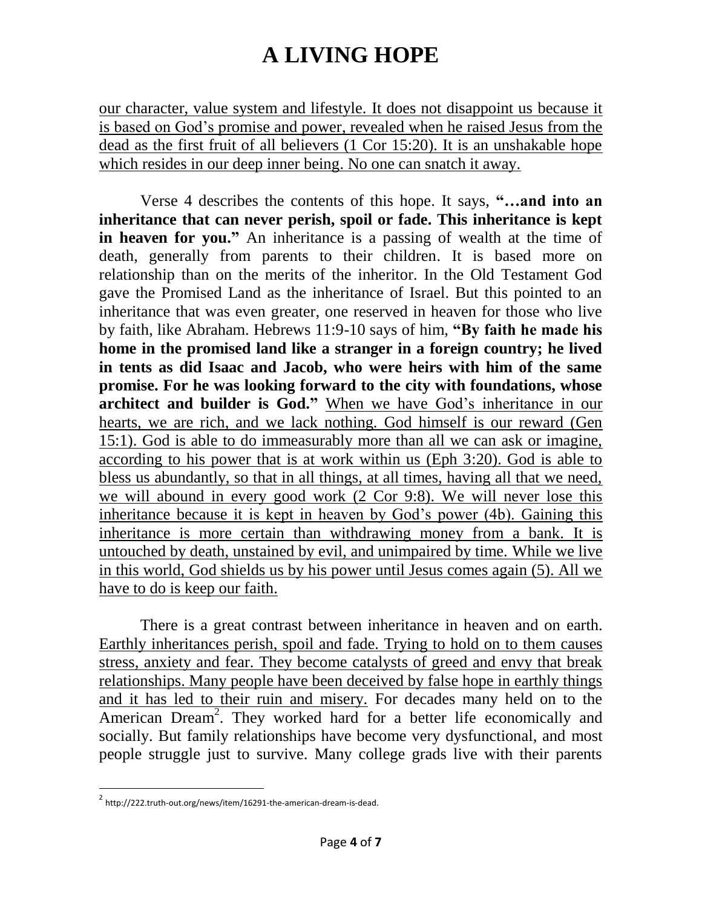our character, value system and lifestyle. It does not disappoint us because it is based on God's promise and power, revealed when he raised Jesus from the dead as the first fruit of all believers (1 Cor 15:20). It is an unshakable hope which resides in our deep inner being. No one can snatch it away.

Verse 4 describes the contents of this hope. It says, **"…and into an inheritance that can never perish, spoil or fade. This inheritance is kept in heaven for you."** An inheritance is a passing of wealth at the time of death, generally from parents to their children. It is based more on relationship than on the merits of the inheritor. In the Old Testament God gave the Promised Land as the inheritance of Israel. But this pointed to an inheritance that was even greater, one reserved in heaven for those who live by faith, like Abraham. Hebrews 11:9-10 says of him, **"By faith he made his home in the promised land like a stranger in a foreign country; he lived in tents as did Isaac and Jacob, who were heirs with him of the same promise. For he was looking forward to the city with foundations, whose architect and builder is God."** When we have God's inheritance in our hearts, we are rich, and we lack nothing. God himself is our reward (Gen 15:1). God is able to do immeasurably more than all we can ask or imagine, according to his power that is at work within us (Eph 3:20). God is able to bless us abundantly, so that in all things, at all times, having all that we need, we will abound in every good work (2 Cor 9:8). We will never lose this inheritance because it is kept in heaven by God's power (4b). Gaining this inheritance is more certain than withdrawing money from a bank. It is untouched by death, unstained by evil, and unimpaired by time. While we live in this world, God shields us by his power until Jesus comes again (5). All we have to do is keep our faith.

There is a great contrast between inheritance in heaven and on earth. Earthly inheritances perish, spoil and fade. Trying to hold on to them causes stress, anxiety and fear. They become catalysts of greed and envy that break relationships. Many people have been deceived by false hope in earthly things and it has led to their ruin and misery. For decades many held on to the American Dream[2]. They worked hard for a better life economically and socially. But family relationships have become very dysfunctional, and most people struggle just to survive. Many college grads live with their parents

---

[2] http://222.truth-out.org/news/item/16291-the-american-dream-is-dead.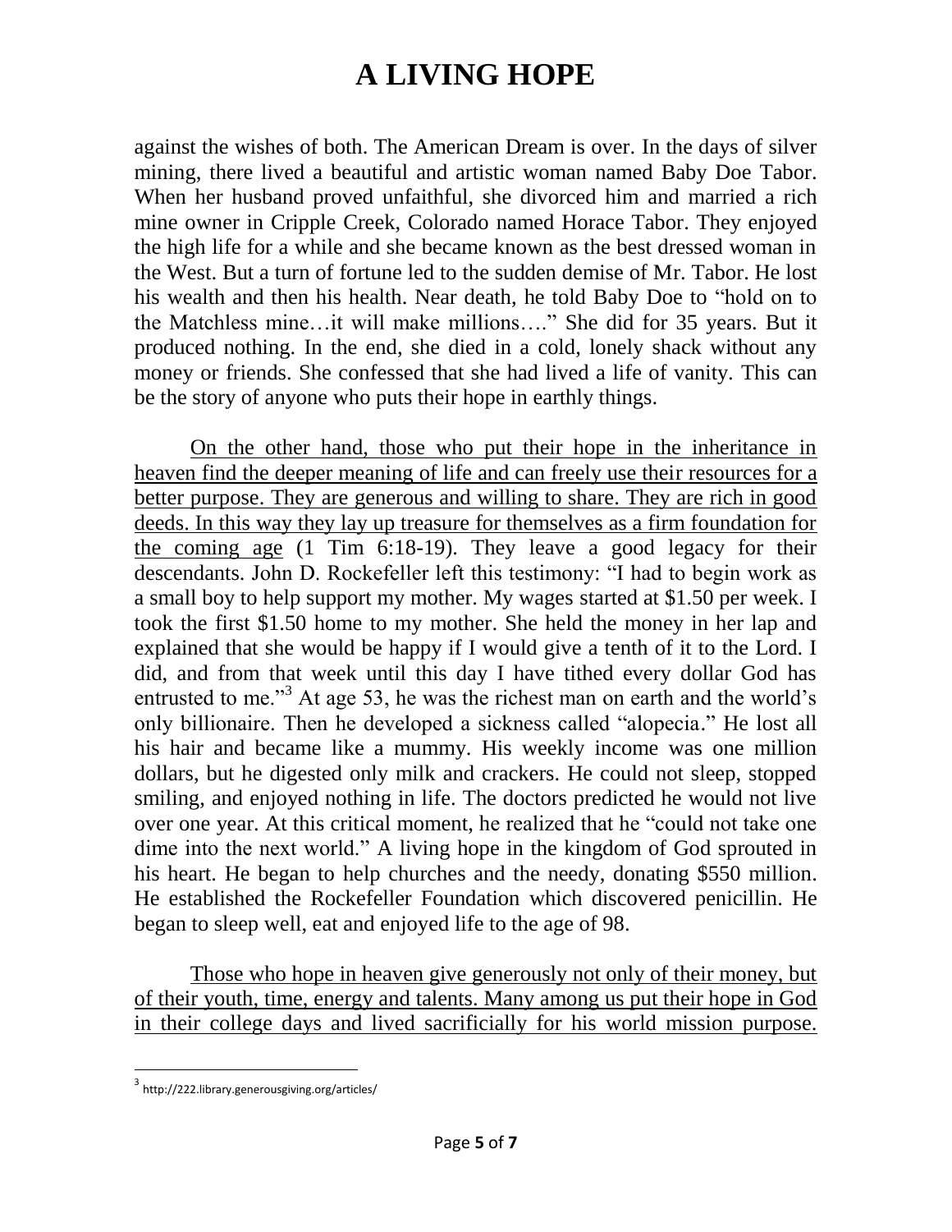against the wishes of both. The American Dream is over. In the days of silver mining, there lived a beautiful and artistic woman named Baby Doe Tabor. When her husband proved unfaithful, she divorced him and married a rich mine owner in Cripple Creek, Colorado named Horace Tabor. They enjoyed the high life for a while and she became known as the best dressed woman in the West. But a turn of fortune led to the sudden demise of Mr. Tabor. He lost his wealth and then his health. Near death, he told Baby Doe to "hold on to the Matchless mine…it will make millions…." She did for 35 years. But it produced nothing. In the end, she died in a cold, lonely shack without any money or friends. She confessed that she had lived a life of vanity. This can be the story of anyone who puts their hope in earthly things.

<u>On the other hand, those who put their hope in the inheritance in heaven find the deeper meaning of life and can freely use their resources for a better purpose. They are generous and willing to share. They are rich in good deeds. In this way they lay up treasure for themselves as a firm foundation for the coming age</u> (1 Tim 6:18-19). They leave a good legacy for their descendants. John D. Rockefeller left this testimony: "I had to begin work as a small boy to help support my mother. My wages started at $1.50 per week. I took the first $1.50 home to my mother. She held the money in her lap and explained that she would be happy if I would give a tenth of it to the Lord. I did, and from that week until this day I have tithed every dollar God has entrusted to me."[3] At age 53, he was the richest man on earth and the world's only billionaire. Then he developed a sickness called "alopecia." He lost all his hair and became like a mummy. His weekly income was one million dollars, but he digested only milk and crackers. He could not sleep, stopped smiling, and enjoyed nothing in life. The doctors predicted he would not live over one year. At this critical moment, he realized that he "could not take one dime into the next world." A living hope in the kingdom of God sprouted in his heart. He began to help churches and the needy, donating $550 million. He established the Rockefeller Foundation which discovered penicillin. He began to sleep well, eat and enjoyed life to the age of 98.

<u>Those who hope in heaven give generously not only of their money, but of their youth, time, energy and talents. Many among us put their hope in God in their college days and lived sacrificially for his world mission purpose.</u>

---

[3] http://222.library.generousgiving.org/articles/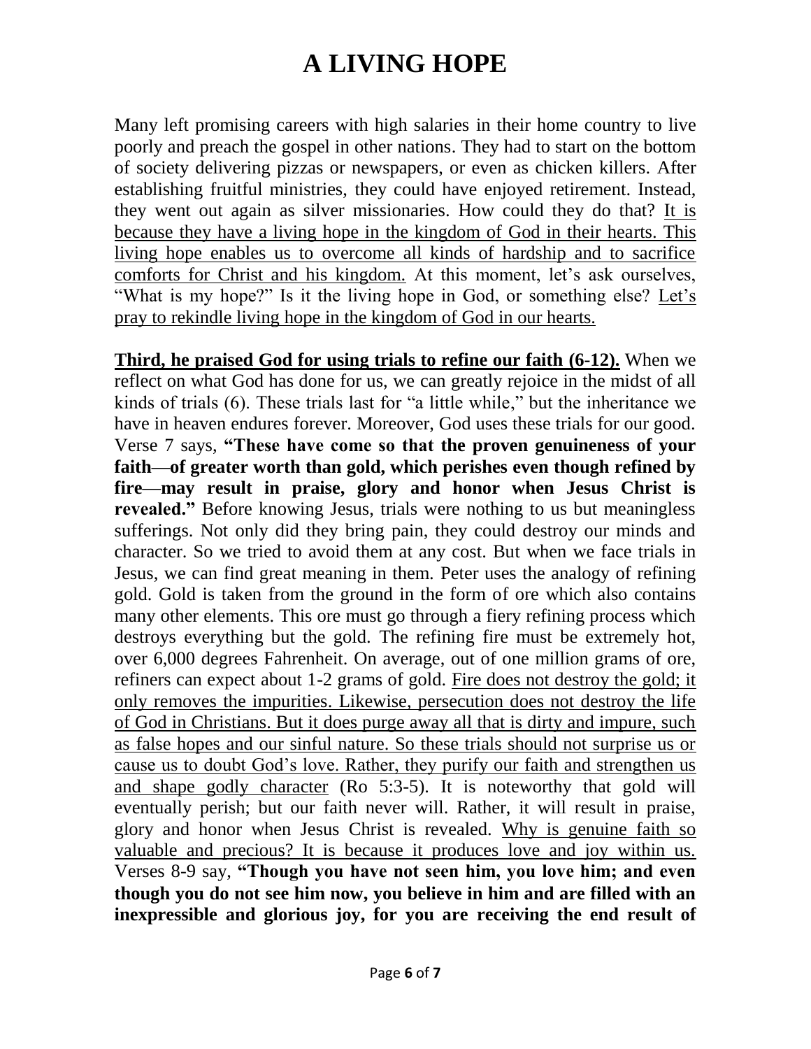# A LIVING HOPE

Many left promising careers with high salaries in their home country to live poorly and preach the gospel in other nations. They had to start on the bottom of society delivering pizzas or newspapers, or even as chicken killers. After establishing fruitful ministries, they could have enjoyed retirement. Instead, they went out again as silver missionaries. How could they do that? <u>It is because they have a living hope in the kingdom of God in their hearts. This living hope enables us to overcome all kinds of hardship and to sacrifice comforts for Christ and his kingdom.</u> At this moment, let's ask ourselves, "What is my hope?" Is it the living hope in God, or something else? <u>Let's pray to rekindle living hope in the kingdom of God in our hearts.</u>

<u>**Third, he praised God for using trials to refine our faith (6-12).**</u> When we reflect on what God has done for us, we can greatly rejoice in the midst of all kinds of trials (6). These trials last for "a little while," but the inheritance we have in heaven endures forever. Moreover, God uses these trials for our good. Verse 7 says, **"These have come so that the proven genuineness of your faith—of greater worth than gold, which perishes even though refined by fire—may result in praise, glory and honor when Jesus Christ is revealed."** Before knowing Jesus, trials were nothing to us but meaningless sufferings. Not only did they bring pain, they could destroy our minds and character. So we tried to avoid them at any cost. But when we face trials in Jesus, we can find great meaning in them. Peter uses the analogy of refining gold. Gold is taken from the ground in the form of ore which also contains many other elements. This ore must go through a fiery refining process which destroys everything but the gold. The refining fire must be extremely hot, over 6,000 degrees Fahrenheit. On average, out of one million grams of ore, refiners can expect about 1-2 grams of gold. <u>Fire does not destroy the gold; it only removes the impurities. Likewise, persecution does not destroy the life of God in Christians. But it does purge away all that is dirty and impure, such as false hopes and our sinful nature. So these trials should not surprise us or cause us to doubt God's love. Rather, they purify our faith and strengthen us and shape godly character</u> (Ro 5:3-5). It is noteworthy that gold will eventually perish; but our faith never will. Rather, it will result in praise, glory and honor when Jesus Christ is revealed. <u>Why is genuine faith so valuable and precious? It is because it produces love and joy within us.</u> Verses 8-9 say, **"Though you have not seen him, you love him; and even though you do not see him now, you believe in him and are filled with an inexpressible and glorious joy, for you are receiving the end result of**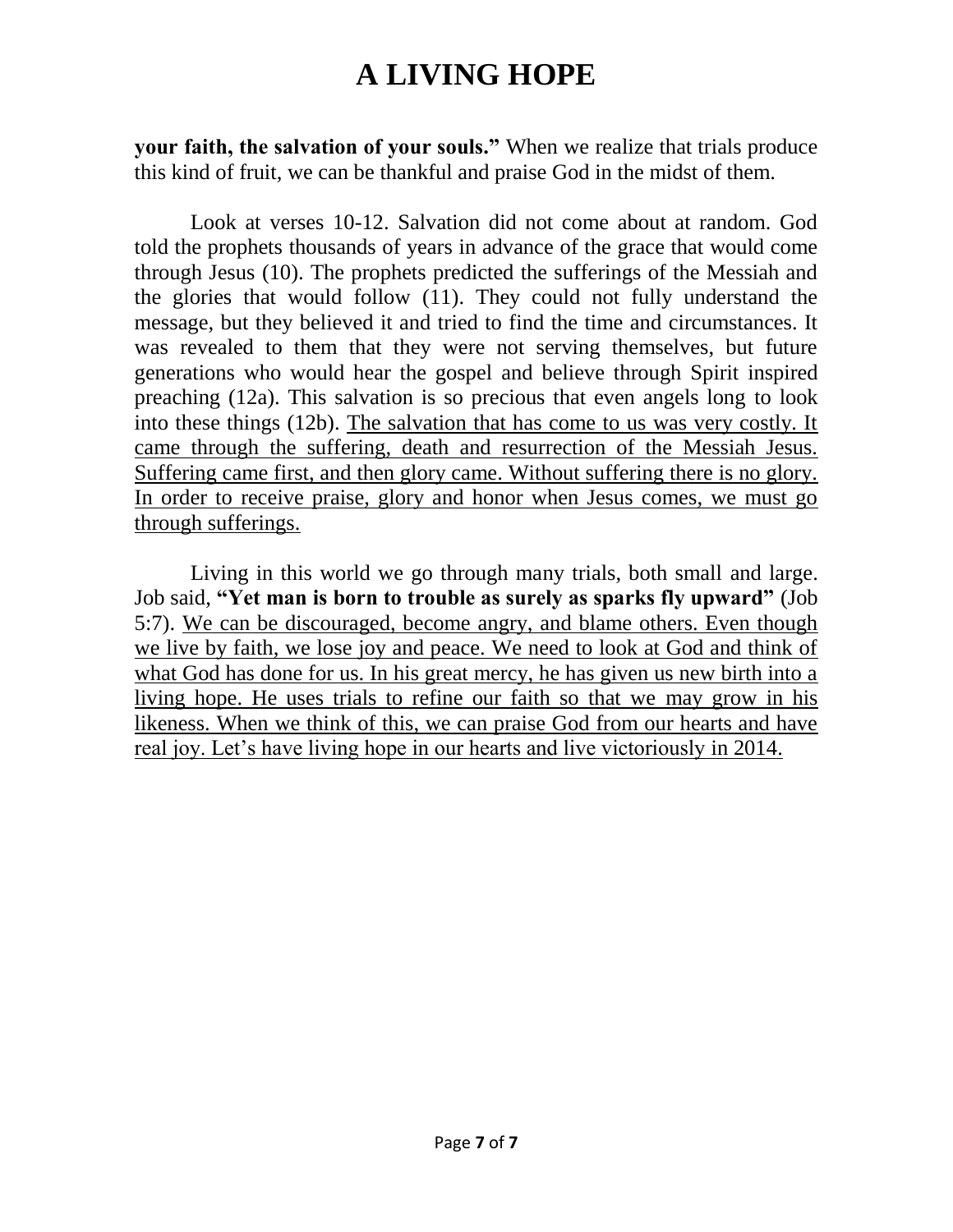**your faith, the salvation of your souls."** When we realize that trials produce this kind of fruit, we can be thankful and praise God in the midst of them.

Look at verses 10-12. Salvation did not come about at random. God told the prophets thousands of years in advance of the grace that would come through Jesus (10). The prophets predicted the sufferings of the Messiah and the glories that would follow (11). They could not fully understand the message, but they believed it and tried to find the time and circumstances. It was revealed to them that they were not serving themselves, but future generations who would hear the gospel and believe through Spirit inspired preaching (12a). This salvation is so precious that even angels long to look into these things (12b). <u>The salvation that has come to us was very costly. It came through the suffering, death and resurrection of the Messiah Jesus. Suffering came first, and then glory came. Without suffering there is no glory. In order to receive praise, glory and honor when Jesus comes, we must go through sufferings.</u>

Living in this world we go through many trials, both small and large. Job said, **"Yet man is born to trouble as surely as sparks fly upward"** (Job 5:7). <u>We can be discouraged, become angry, and blame others. Even though we live by faith, we lose joy and peace. We need to look at God and think of what God has done for us. In his great mercy, he has given us new birth into a living hope. He uses trials to refine our faith so that we may grow in his likeness. When we think of this, we can praise God from our hearts and have real joy. Let's have living hope in our hearts and live victoriously in 2014.</u>